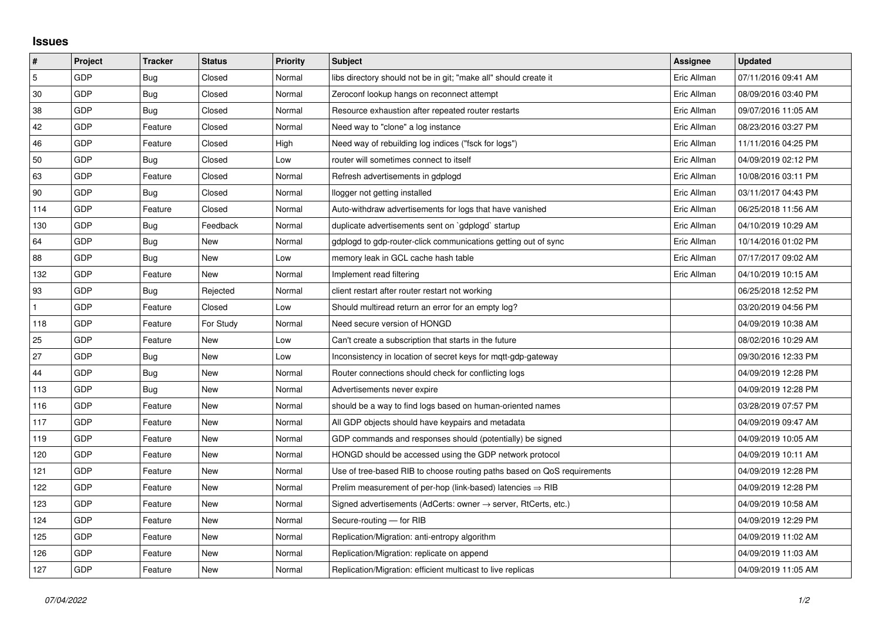## Issues

| # | Project | Tracker | Status | Priority | Subject | Assignee | Updated |
|---|---|---|---|---|---|---|---|
| 5 | GDP | Bug | Closed | Normal | libs directory should not be in git; "make all" should create it | Eric Allman | 07/11/2016 09:41 AM |
| 30 | GDP | Bug | Closed | Normal | Zeroconf lookup hangs on reconnect attempt | Eric Allman | 08/09/2016 03:40 PM |
| 38 | GDP | Bug | Closed | Normal | Resource exhaustion after repeated router restarts | Eric Allman | 09/07/2016 11:05 AM |
| 42 | GDP | Feature | Closed | Normal | Need way to "clone" a log instance | Eric Allman | 08/23/2016 03:27 PM |
| 46 | GDP | Feature | Closed | High | Need way of rebuilding log indices ("fsck for logs") | Eric Allman | 11/11/2016 04:25 PM |
| 50 | GDP | Bug | Closed | Low | router will sometimes connect to itself | Eric Allman | 04/09/2019 02:12 PM |
| 63 | GDP | Feature | Closed | Normal | Refresh advertisements in gdplogd | Eric Allman | 10/08/2016 03:11 PM |
| 90 | GDP | Bug | Closed | Normal | llogger not getting installed | Eric Allman | 03/11/2017 04:43 PM |
| 114 | GDP | Feature | Closed | Normal | Auto-withdraw advertisements for logs that have vanished | Eric Allman | 06/25/2018 11:56 AM |
| 130 | GDP | Bug | Feedback | Normal | duplicate advertisements sent on `gdplogd` startup | Eric Allman | 04/10/2019 10:29 AM |
| 64 | GDP | Bug | New | Normal | gdplogd to gdp-router-click communications getting out of sync | Eric Allman | 10/14/2016 01:02 PM |
| 88 | GDP | Bug | New | Low | memory leak in GCL cache hash table | Eric Allman | 07/17/2017 09:02 AM |
| 132 | GDP | Feature | New | Normal | Implement read filtering | Eric Allman | 04/10/2019 10:15 AM |
| 93 | GDP | Bug | Rejected | Normal | client restart after router restart not working | | 06/25/2018 12:52 PM |
| 1 | GDP | Feature | Closed | Low | Should multiread return an error for an empty log? | | 03/20/2019 04:56 PM |
| 118 | GDP | Feature | For Study | Normal | Need secure version of HONGD | | 04/09/2019 10:38 AM |
| 25 | GDP | Feature | New | Low | Can't create a subscription that starts in the future | | 08/02/2016 10:29 AM |
| 27 | GDP | Bug | New | Low | Inconsistency in location of secret keys for mqtt-gdp-gateway | | 09/30/2016 12:33 PM |
| 44 | GDP | Bug | New | Normal | Router connections should check for conflicting logs | | 04/09/2019 12:28 PM |
| 113 | GDP | Bug | New | Normal | Advertisements never expire | | 04/09/2019 12:28 PM |
| 116 | GDP | Feature | New | Normal | should be a way to find logs based on human-oriented names | | 03/28/2019 07:57 PM |
| 117 | GDP | Feature | New | Normal | All GDP objects should have keypairs and metadata | | 04/09/2019 09:47 AM |
| 119 | GDP | Feature | New | Normal | GDP commands and responses should (potentially) be signed | | 04/09/2019 10:05 AM |
| 120 | GDP | Feature | New | Normal | HONGD should be accessed using the GDP network protocol | | 04/09/2019 10:11 AM |
| 121 | GDP | Feature | New | Normal | Use of tree-based RIB to choose routing paths based on QoS requirements | | 04/09/2019 12:28 PM |
| 122 | GDP | Feature | New | Normal | Prelim measurement of per-hop (link-based) latencies ⇒ RIB | | 04/09/2019 12:28 PM |
| 123 | GDP | Feature | New | Normal | Signed advertisements (AdCerts: owner → server, RtCerts, etc.) | | 04/09/2019 10:58 AM |
| 124 | GDP | Feature | New | Normal | Secure-routing — for RIB | | 04/09/2019 12:29 PM |
| 125 | GDP | Feature | New | Normal | Replication/Migration: anti-entropy algorithm | | 04/09/2019 11:02 AM |
| 126 | GDP | Feature | New | Normal | Replication/Migration: replicate on append | | 04/09/2019 11:03 AM |
| 127 | GDP | Feature | New | Normal | Replication/Migration: efficient multicast to live replicas | | 04/09/2019 11:05 AM |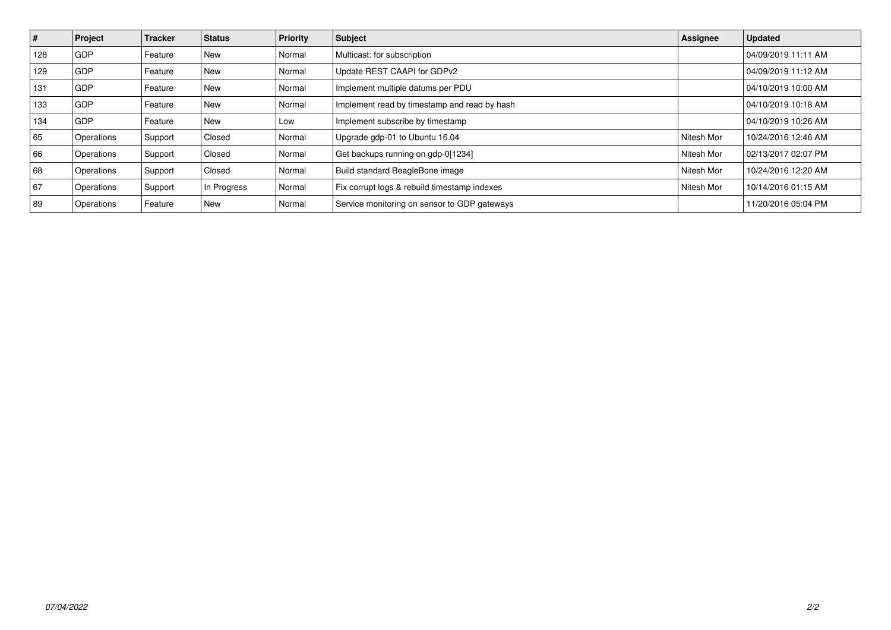| # | Project | Tracker | Status | Priority | Subject | Assignee | Updated |
|---|---|---|---|---|---|---|---|
| 128 | GDP | Feature | New | Normal | Multicast: for subscription | | 04/09/2019 11:11 AM |
| 129 | GDP | Feature | New | Normal | Update REST CAAPI for GDPv2 | | 04/09/2019 11:12 AM |
| 131 | GDP | Feature | New | Normal | Implement multiple datums per PDU | | 04/10/2019 10:00 AM |
| 133 | GDP | Feature | New | Normal | Implement read by timestamp and read by hash | | 04/10/2019 10:18 AM |
| 134 | GDP | Feature | New | Low | Implement subscribe by timestamp | | 04/10/2019 10:26 AM |
| 65 | Operations | Support | Closed | Normal | Upgrade gdp-01 to Ubuntu 16.04 | Nitesh Mor | 10/24/2016 12:46 AM |
| 66 | Operations | Support | Closed | Normal | Get backups running on gdp-0[1234] | Nitesh Mor | 02/13/2017 02:07 PM |
| 68 | Operations | Support | Closed | Normal | Build standard BeagleBone image | Nitesh Mor | 10/24/2016 12:20 AM |
| 67 | Operations | Support | In Progress | Normal | Fix corrupt logs & rebuild timestamp indexes | Nitesh Mor | 10/14/2016 01:15 AM |
| 89 | Operations | Feature | New | Normal | Service monitoring on sensor to GDP gateways | | 11/20/2016 05:04 PM |